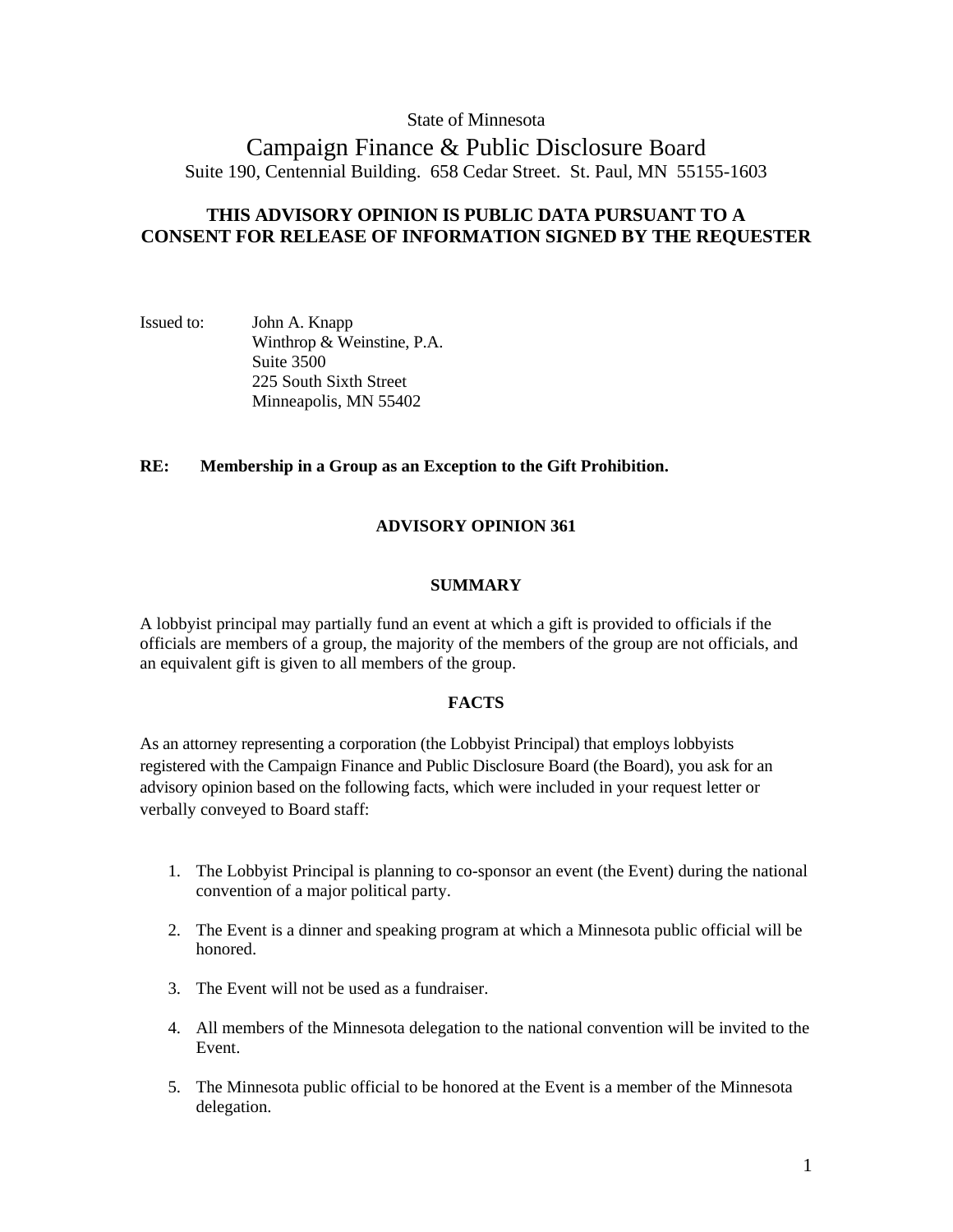State of Minnesota

# Campaign Finance & Public Disclosure Board

Suite 190, Centennial Building. 658 Cedar Street. St. Paul, MN 55155-1603

**THIS ADVISORY OPINION IS PUBLIC DATA PURSUANT TO A CONSENT FOR RELEASE OF INFORMATION SIGNED BY THE REQUESTER**

Issued to: John A. Knapp
Winthrop & Weinstine, P.A.
Suite 3500
225 South Sixth Street
Minneapolis, MN 55402

**RE: Membership in a Group as an Exception to the Gift Prohibition.**

## ADVISORY OPINION 361

### SUMMARY

A lobbyist principal may partially fund an event at which a gift is provided to officials if the officials are members of a group, the majority of the members of the group are not officials, and an equivalent gift is given to all members of the group.

### FACTS

As an attorney representing a corporation (the Lobbyist Principal) that employs lobbyists registered with the Campaign Finance and Public Disclosure Board (the Board), you ask for an advisory opinion based on the following facts, which were included in your request letter or verbally conveyed to Board staff:

1. The Lobbyist Principal is planning to co-sponsor an event (the Event) during the national convention of a major political party.
2. The Event is a dinner and speaking program at which a Minnesota public official will be honored.
3. The Event will not be used as a fundraiser.
4. All members of the Minnesota delegation to the national convention will be invited to the Event.
5. The Minnesota public official to be honored at the Event is a member of the Minnesota delegation.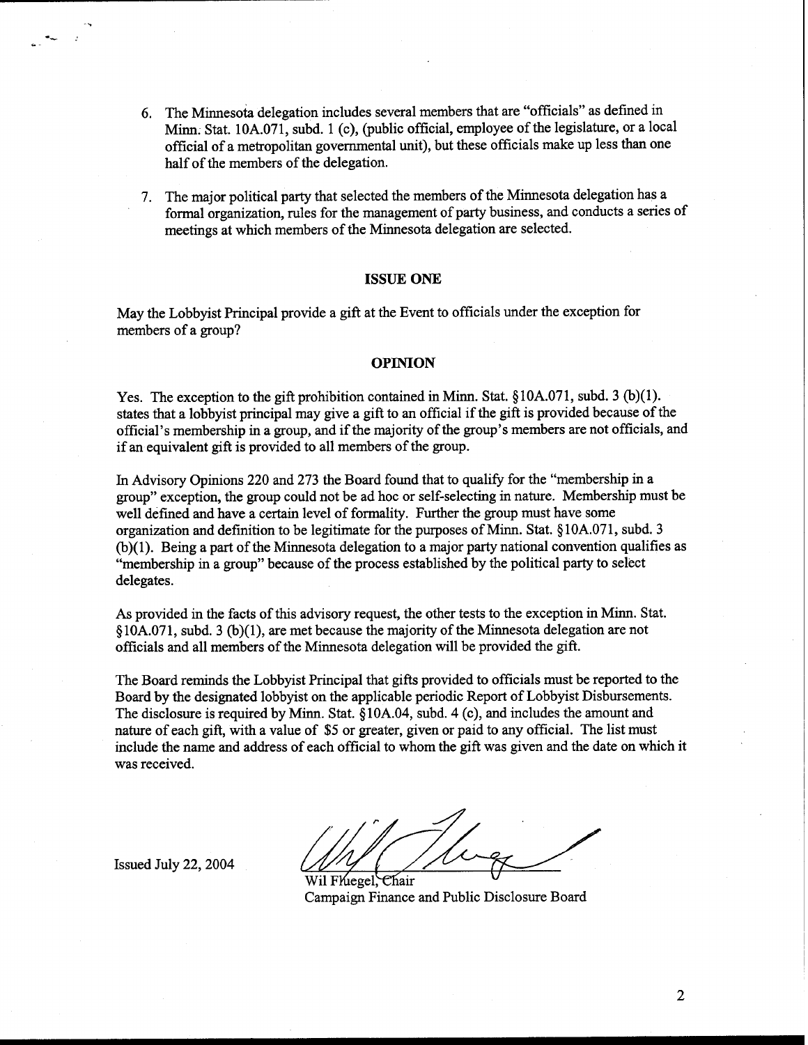6. The Minnesota delegation includes several members that are "officials" as defined in Minn. Stat. 10A.071, subd. 1 (c), (public official, employee of the legislature, or a local official of a metropolitan governmental unit), but these officials make up less than one half of the members of the delegation.

7. The major political party that selected the members of the Minnesota delegation has a formal organization, rules for the management of party business, and conducts a series of meetings at which members of the Minnesota delegation are selected.

## ISSUE ONE

May the Lobbyist Principal provide a gift at the Event to officials under the exception for members of a group?

## OPINION

Yes. The exception to the gift prohibition contained in Minn. Stat. §10A.071, subd. 3 (b)(1). states that a lobbyist principal may give a gift to an official if the gift is provided because of the official's membership in a group, and if the majority of the group's members are not officials, and if an equivalent gift is provided to all members of the group.

In Advisory Opinions 220 and 273 the Board found that to qualify for the "membership in a group" exception, the group could not be ad hoc or self-selecting in nature. Membership must be well defined and have a certain level of formality. Further the group must have some organization and definition to be legitimate for the purposes of Minn. Stat. §10A.071, subd. 3 (b)(1). Being a part of the Minnesota delegation to a major party national convention qualifies as "membership in a group" because of the process established by the political party to select delegates.

As provided in the facts of this advisory request, the other tests to the exception in Minn. Stat. §10A.071, subd. 3 (b)(1), are met because the majority of the Minnesota delegation are not officials and all members of the Minnesota delegation will be provided the gift.

The Board reminds the Lobbyist Principal that gifts provided to officials must be reported to the Board by the designated lobbyist on the applicable periodic Report of Lobbyist Disbursements. The disclosure is required by Minn. Stat. §10A.04, subd. 4 (c), and includes the amount and nature of each gift, with a value of $5 or greater, given or paid to any official. The list must include the name and address of each official to whom the gift was given and the date on which it was received.

Issued July 22, 2004

Wil Fluegel, Chair
Campaign Finance and Public Disclosure Board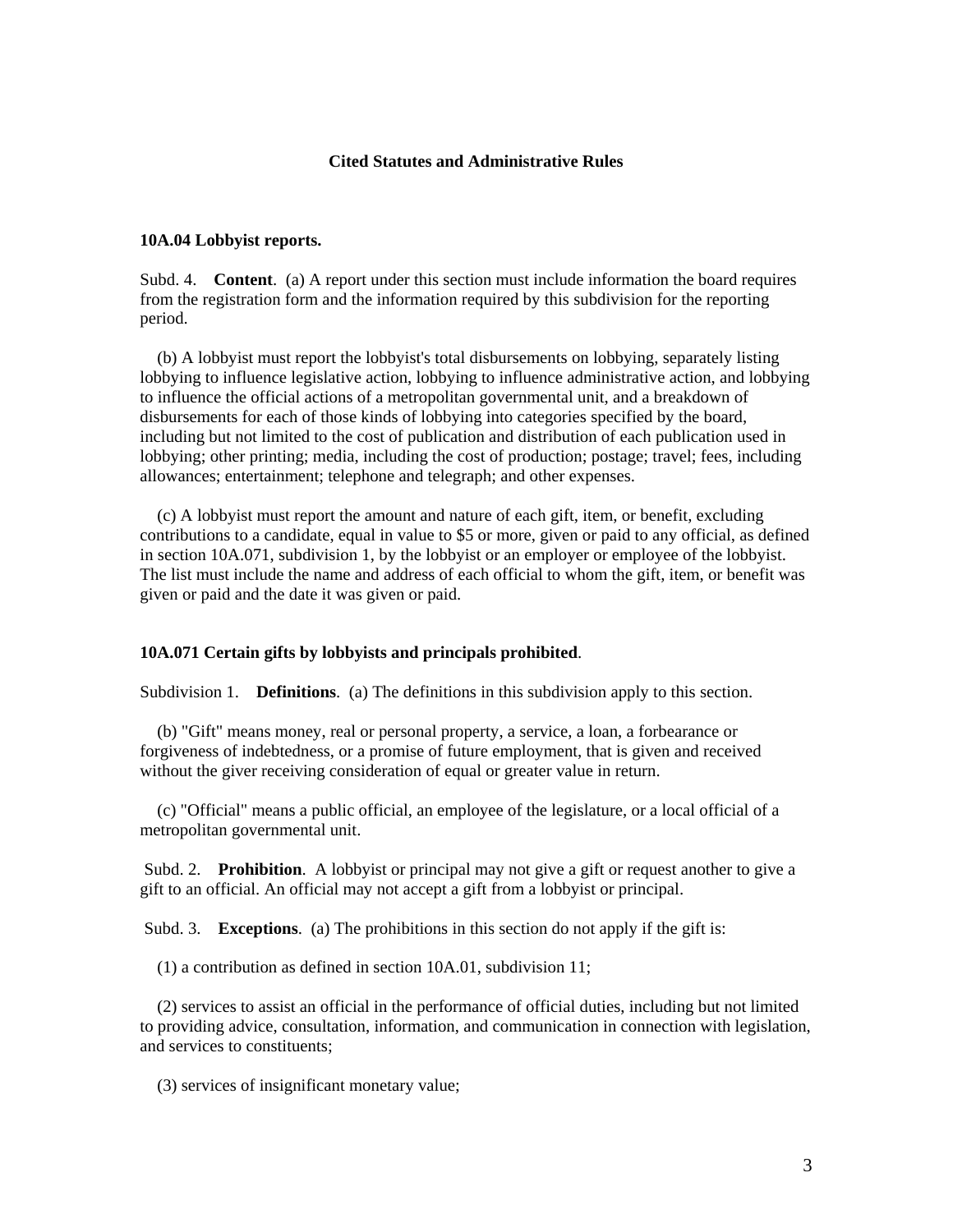## Cited Statutes and Administrative Rules

**10A.04 Lobbyist reports.**

Subd. 4. **Content**. (a) A report under this section must include information the board requires from the registration form and the information required by this subdivision for the reporting period.

(b) A lobbyist must report the lobbyist's total disbursements on lobbying, separately listing lobbying to influence legislative action, lobbying to influence administrative action, and lobbying to influence the official actions of a metropolitan governmental unit, and a breakdown of disbursements for each of those kinds of lobbying into categories specified by the board, including but not limited to the cost of publication and distribution of each publication used in lobbying; other printing; media, including the cost of production; postage; travel; fees, including allowances; entertainment; telephone and telegraph; and other expenses.

(c) A lobbyist must report the amount and nature of each gift, item, or benefit, excluding contributions to a candidate, equal in value to $5 or more, given or paid to any official, as defined in section 10A.071, subdivision 1, by the lobbyist or an employer or employee of the lobbyist. The list must include the name and address of each official to whom the gift, item, or benefit was given or paid and the date it was given or paid.

**10A.071 Certain gifts by lobbyists and principals prohibited**.

Subdivision 1. **Definitions**. (a) The definitions in this subdivision apply to this section.

(b) "Gift" means money, real or personal property, a service, a loan, a forbearance or forgiveness of indebtedness, or a promise of future employment, that is given and received without the giver receiving consideration of equal or greater value in return.

(c) "Official" means a public official, an employee of the legislature, or a local official of a metropolitan governmental unit.

Subd. 2. **Prohibition**. A lobbyist or principal may not give a gift or request another to give a gift to an official. An official may not accept a gift from a lobbyist or principal.

Subd. 3. **Exceptions**. (a) The prohibitions in this section do not apply if the gift is:

(1) a contribution as defined in section 10A.01, subdivision 11;

(2) services to assist an official in the performance of official duties, including but not limited to providing advice, consultation, information, and communication in connection with legislation, and services to constituents;

(3) services of insignificant monetary value;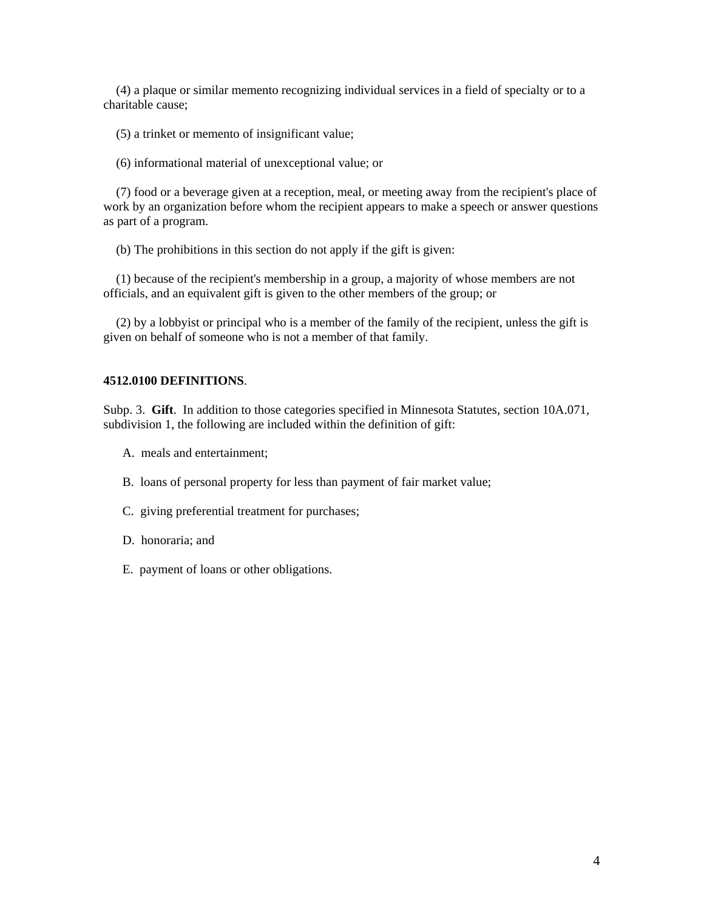(4) a plaque or similar memento recognizing individual services in a field of specialty or to a charitable cause;

(5) a trinket or memento of insignificant value;

(6) informational material of unexceptional value; or

(7) food or a beverage given at a reception, meal, or meeting away from the recipient's place of work by an organization before whom the recipient appears to make a speech or answer questions as part of a program.

(b) The prohibitions in this section do not apply if the gift is given:

(1) because of the recipient's membership in a group, a majority of whose members are not officials, and an equivalent gift is given to the other members of the group; or

(2) by a lobbyist or principal who is a member of the family of the recipient, unless the gift is given on behalf of someone who is not a member of that family.

**4512.0100 DEFINITIONS**.

Subp. 3. **Gift**. In addition to those categories specified in Minnesota Statutes, section 10A.071, subdivision 1, the following are included within the definition of gift:

A. meals and entertainment;

B. loans of personal property for less than payment of fair market value;

C. giving preferential treatment for purchases;

D. honoraria; and

E. payment of loans or other obligations.